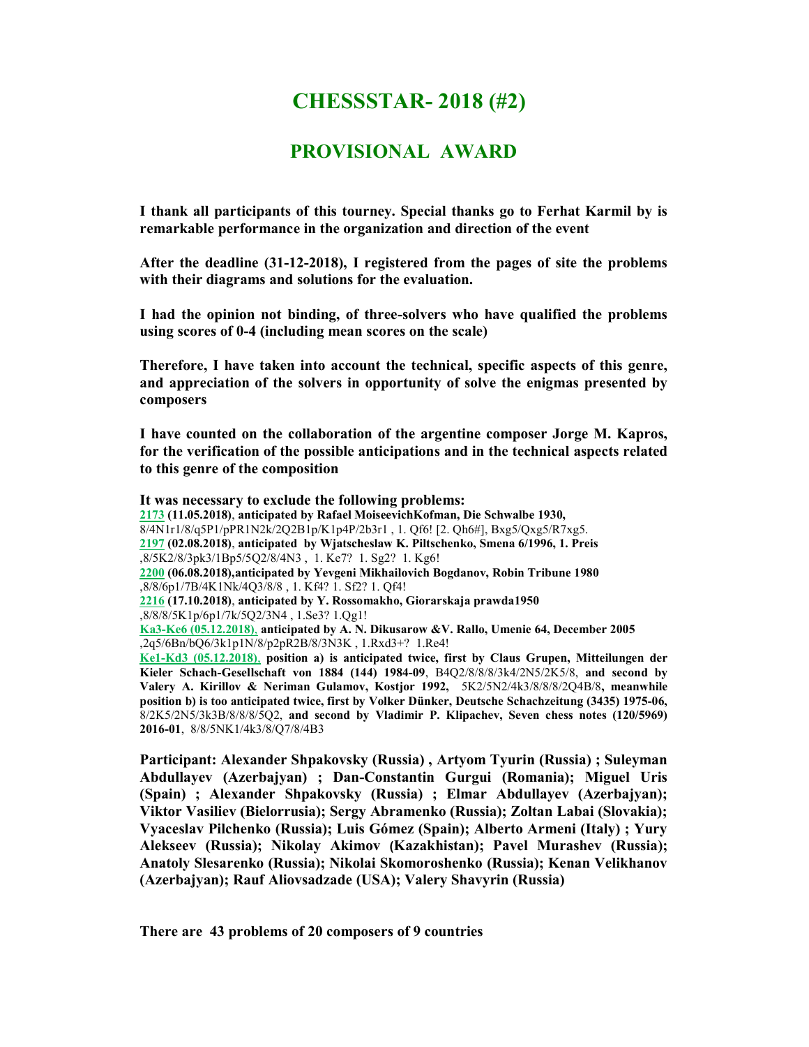# CHESSSTAR- 2018 (#2)

## PROVISIONAL AWARD

**I thank all participants of this tourney. Special thanks go to Ferhat Karmil by is remarkable performance in the organization and direction of the event**

**After the deadline (31-12-2018), I registered from the pages of site the problems with their diagrams and solutions for the evaluation.**

**I had the opinion not binding, of three-solvers who have qualified the problems using scores of 0-4 (including mean scores on the scale)**

**Therefore, I have taken into account the technical, specific aspects of this genre, and appreciation of the solvers in opportunity of solve the enigmas presented by composers**

**I have counted on the collaboration of the argentine composer Jorge M. Kapros, for the verification of the possible anticipations and in the technical aspects related to this genre of the composition**

**It was necessary to exclude the following problems:**

**2173 (11.05.2018), anticipated by Rafael MoiseevichKofman, Die Schwalbe 1930,**
8/4N1r1/8/q5P1/pPR1N2k/2Q2B1p/K1p4P/2b3r1 , 1. Qf6! [2. Qh6#], Bxg5/Qxg5/R7xg5.

**2197 (02.08.2018), anticipated by Wjatscheslaw K. Piltschenko, Smena 6/1996, 1. Preis**
,8/5K2/8/3pk3/1Bp5/5Q2/8/4N3 , 1. Ke7? 1. Sg2? 1. Kg6!

**2200 (06.08.2018),anticipated by Yevgeni Mikhailovich Bogdanov, Robin Tribune 1980**
,8/8/6p1/7B/4K1Nk/4Q3/8/8 , 1. Kf4? 1. Sf2? 1. Qf4!

**2216 (17.10.2018), anticipated by Y. Rossomakho, Giorarskaja prawda1950**
,8/8/8/5K1p/6p1/7k/5Q2/3N4 , 1.Se3? 1.Qg1!

**Ka3-Ke6 (05.12.2018), anticipated by A. N. Dikusarow &V. Rallo, Umenie 64, December 2005**
,2q5/6Bn/bQ6/3k1p1N/8/p2pR2B/8/3N3K , 1.Rxd3+? 1.Re4!

**Ke1-Kd3 (05.12.2018), position a) is anticipated twice, first by Claus Grupen, Mitteilungen der Kieler Schach-Gesellschaft von 1884 (144) 1984-09**, B4Q2/8/8/3k4/2N5/2K5/8, **and second by Valery A. Kirillov & Neriman Gulamov, Kostjor 1992,** 5K2/5N2/4k3/8/8/8/2Q4B/8**, meanwhile position b) is too anticipated twice, first by Volker Dünker, Deutsche Schachzeitung (3435) 1975-06,** 8/2K5/2N5/3k3B/8/8/8/5Q2, **and second by Vladimir P. Klipachev, Seven chess notes (120/5969) 2016-01**, 8/8/5NK1/4k3/8/Q7/8/4B3

**Participant: Alexander Shpakovsky (Russia) , Artyom Tyurin (Russia) ; Suleyman Abdullayev (Azerbajyan) ; Dan-Constantin Gurgui (Romania); Miguel Uris (Spain) ; Alexander Shpakovsky (Russia) ; Elmar Abdullayev (Azerbajyan); Viktor Vasiliev (Bielorrusia); Sergy Abramenko (Russia); Zoltan Labai (Slovakia); Vyaceslav Pilchenko (Russia); Luis Gómez (Spain); Alberto Armeni (Italy) ; Yury Alekseev (Russia); Nikolay Akimov (Kazakhistan); Pavel Murashev (Russia); Anatoly Slesarenko (Russia); Nikolai Skomoroshenko (Russia); Kenan Velikhanov (Azerbajyan); Rauf Aliovsadzade (USA); Valery Shavyrin (Russia)**

**There are 43 problems of 20 composers of 9 countries**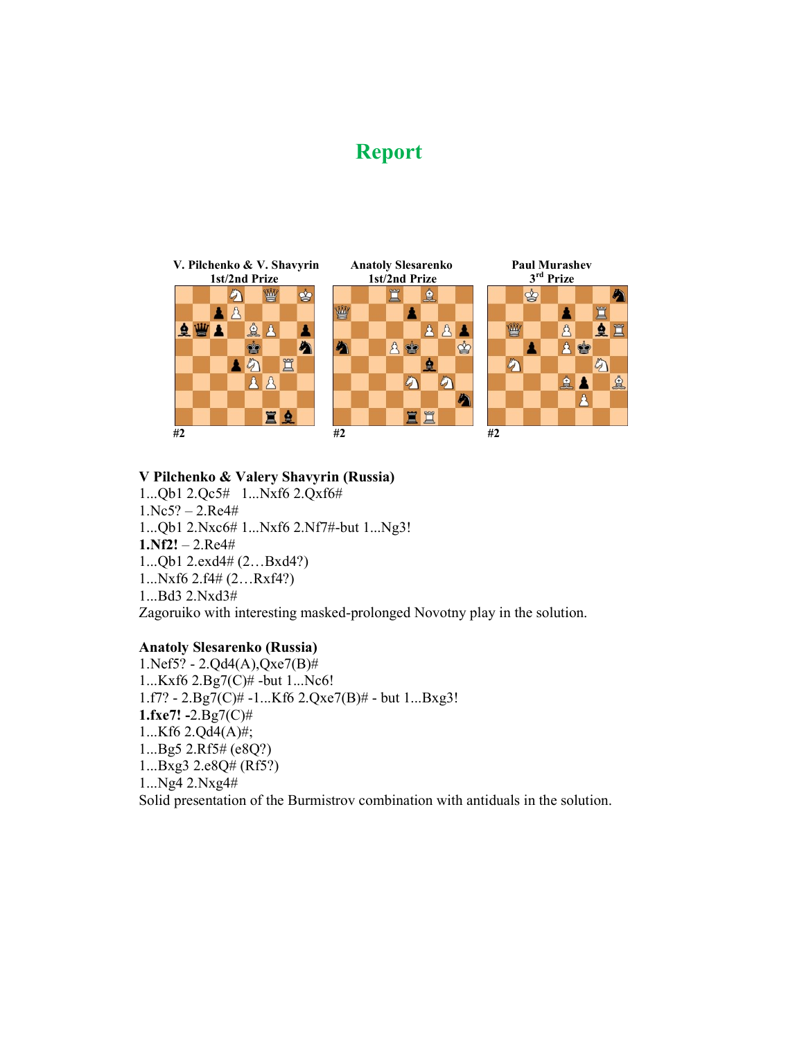# Report

**V. Pilchenko & V. Shavyrin**
**1st/2nd Prize**

#2

**Anatoly Slesarenko**
**1st/2nd Prize**

#2

**Paul Murashev**
**3rd Prize**

#2

**V Pilchenko & Valery Shavyrin (Russia)**

1...Qb1 2.Qc5#   1...Nxf6 2.Qxf6#
1.Nc5? – 2.Re4#
1...Qb1 2.Nxc6# 1...Nxf6 2.Nf7#-but 1...Ng3!
**1.Nf2!** – 2.Re4#
1...Qb1 2.exd4# (2…Bxd4?)
1...Nxf6 2.f4# (2…Rxf4?)
1...Bd3 2.Nxd3#
Zagoruiko with interesting masked-prolonged Novotny play in the solution.

**Anatoly Slesarenko (Russia)**

1.Nef5? - 2.Qd4(A),Qxe7(B)#
1...Kxf6 2.Bg7(C)# -but 1...Nc6!
1.f7? - 2.Bg7(C)# -1...Kf6 2.Qxe7(B)# - but 1...Bxg3!
**1.fxe7! -**2.Bg7(C)#
1...Kf6 2.Qd4(A)#;
1...Bg5 2.Rf5# (e8Q?)
1...Bxg3 2.e8Q# (Rf5?)
1...Ng4 2.Nxg4#
Solid presentation of the Burmistrov combination with antiduals in the solution.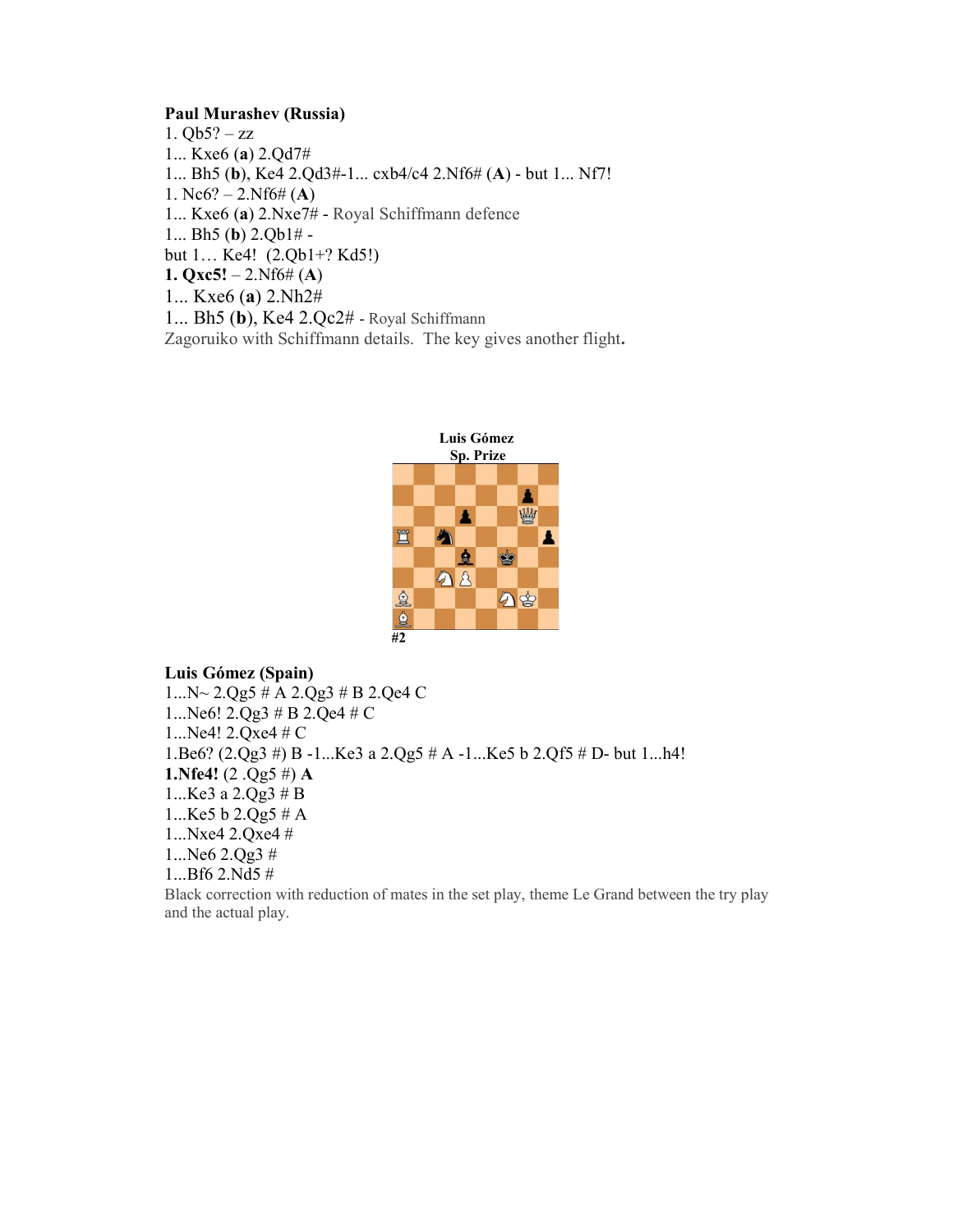**Paul Murashev (Russia)**

1. Qb5? – zz

1... Kxe6 (**a**) 2.Qd7#

1... Bh5 (**b**), Ke4 2.Qd3#-1... cxb4/c4 2.Nf6# (**A**) - but 1... Nf7!

1. Nc6? – 2.Nf6# (**A**)

1... Kxe6 (**a**) 2.Nxe7# - Royal Schiffmann defence

1... Bh5 (**b**) 2.Qb1# -

but 1… Ke4! (2.Qb1+? Kd5!)

**1. Qxc5!** – 2.Nf6# (**A**)

1... Kxe6 (**a**) 2.Nh2#

1... Bh5 (**b**), Ke4 2.Qc2# - Royal Schiffmann

Zagoruiko with Schiffmann details. The key gives another flight**.**

**Luis Gómez**
**Sp. Prize**

#2

**Luis Gómez (Spain)**

1...N~ 2.Qg5 # A 2.Qg3 # B 2.Qe4 C

1...Ne6! 2.Qg3 # B 2.Qe4 # C

1...Ne4! 2.Qxe4 # C

1.Be6? (2.Qg3 #) B -1...Ke3 a 2.Qg5 # A -1...Ke5 b 2.Qf5 # D- but 1...h4!

**1.Nfe4!** (2 .Qg5 #) **A**

1...Ke3 a 2.Qg3 # B

1...Ke5 b 2.Qg5 # A

1...Nxe4 2.Qxe4 #

1...Ne6 2.Qg3 #

1...Bf6 2.Nd5 #

Black correction with reduction of mates in the set play, theme Le Grand between the try play and the actual play.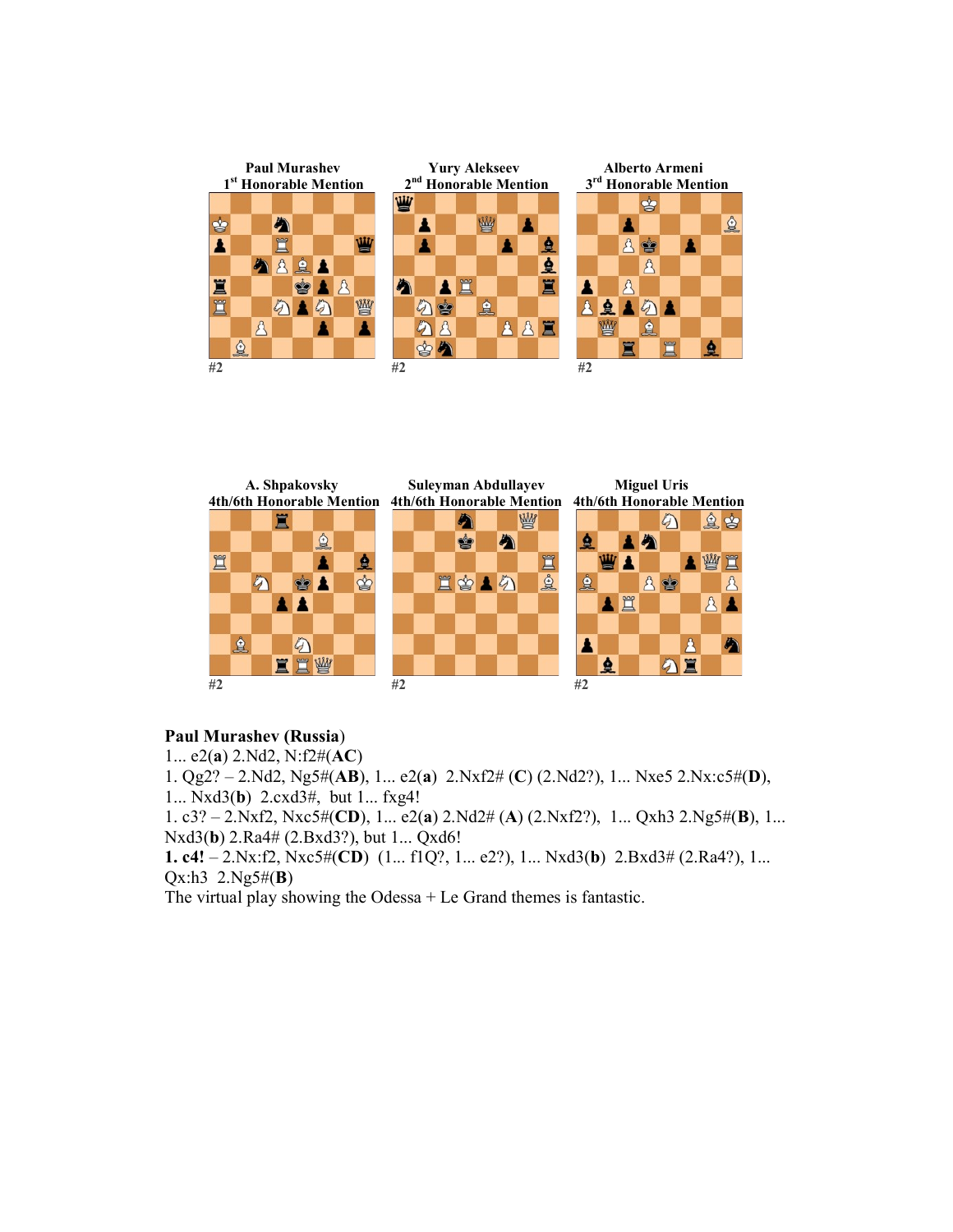Paul Murashev
1st Honorable Mention

#2

Yury Alekseev
2nd Honorable Mention

#2

Alberto Armeni
3rd Honorable Mention

#2

A. Shpakovsky
4th/6th Honorable Mention

#2

Suleyman Abdullayev
4th/6th Honorable Mention

#2

Miguel Uris
4th/6th Honorable Mention

#2

**Paul Murashev (Russia)**

1... e2(**a**) 2.Nd2, N:f2#(**AC**)

1. Qg2? – 2.Nd2, Ng5#(**AB**), 1... e2(**a**) 2.Nxf2# (**C**) (2.Nd2?), 1... Nxe5 2.Nx:c5#(**D**), 1... Nxd3(**b**) 2.cxd3#, but 1... fxg4!

1. c3? – 2.Nxf2, Nxc5#(**CD**), 1... e2(**a**) 2.Nd2# (**A**) (2.Nxf2?), 1... Qxh3 2.Ng5#(**B**), 1... Nxd3(**b**) 2.Ra4# (2.Bxd3?), but 1... Qxd6!

**1. c4!** – 2.Nx:f2, Nxc5#(**CD**) (1... f1Q?, 1... e2?), 1... Nxd3(**b**) 2.Bxd3# (2.Ra4?), 1... Qx:h3 2.Ng5#(**B**)

The virtual play showing the Odessa + Le Grand themes is fantastic.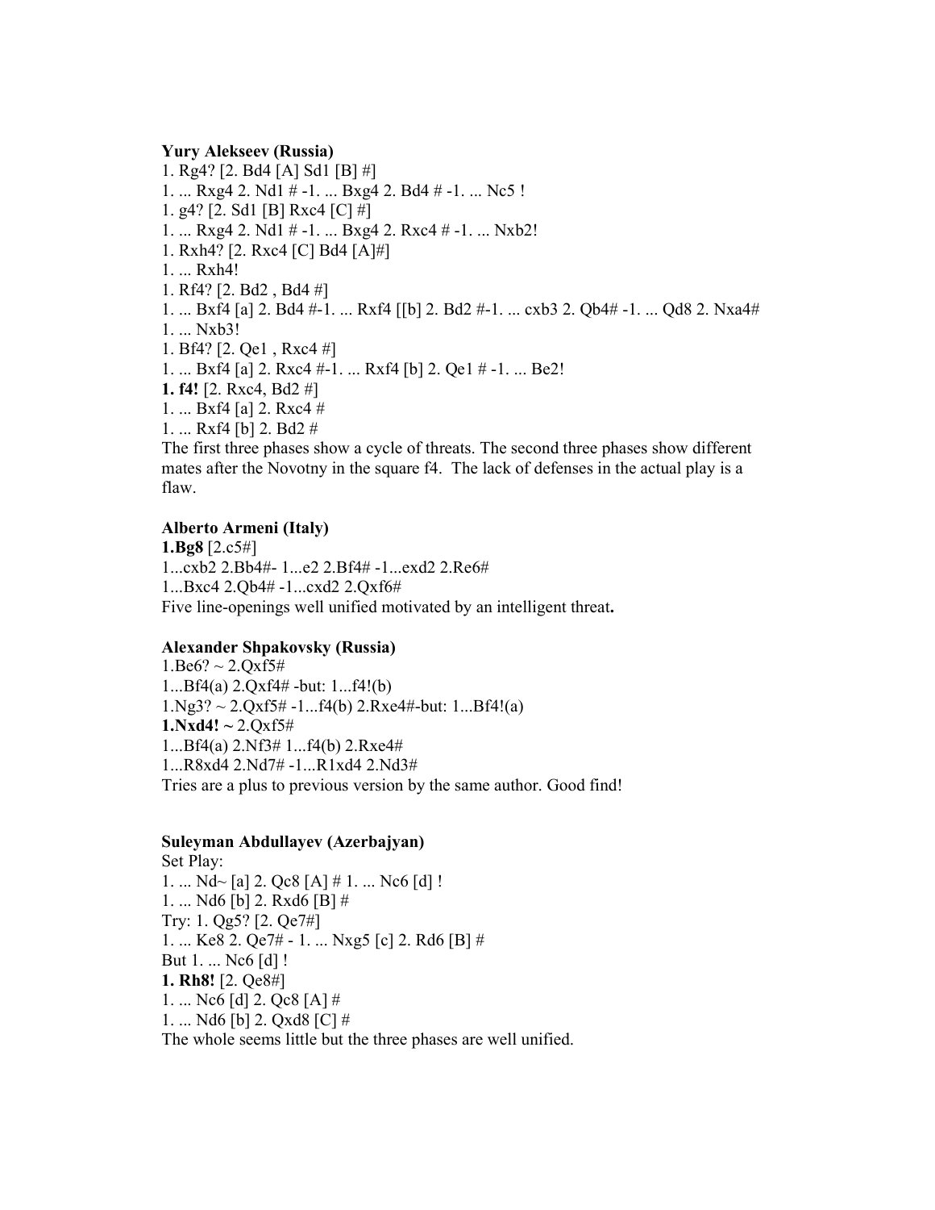**Yury Alekseev (Russia)**

1. Rg4? [2. Bd4 [A] Sd1 [B] #]
1. ... Rxg4 2. Nd1 # -1. ... Bxg4 2. Bd4 # -1. ... Nc5 !
1. g4? [2. Sd1 [B] Rxc4 [C] #]
1. ... Rxg4 2. Nd1 # -1. ... Bxg4 2. Rxc4 # -1. ... Nxb2!
1. Rxh4? [2. Rxc4 [C] Bd4 [A]#]
1. ... Rxh4!
1. Rf4? [2. Bd2 , Bd4 #]
1. ... Bxf4 [a] 2. Bd4 #-1. ... Rxf4 [[b] 2. Bd2 #-1. ... cxb3 2. Qb4# -1. ... Qd8 2. Nxa4#
1. ... Nxb3!
1. Bf4? [2. Qe1 , Rxc4 #]
1. ... Bxf4 [a] 2. Rxc4 #-1. ... Rxf4 [b] 2. Qe1 # -1. ... Be2!
**1. f4!** [2. Rxc4, Bd2 #]
1. ... Bxf4 [a] 2. Rxc4 #
1. ... Rxf4 [b] 2. Bd2 #

The first three phases show a cycle of threats. The second three phases show different mates after the Novotny in the square f4. The lack of defenses in the actual play is a flaw.

**Alberto Armeni (Italy)**

**1.Bg8** [2.c5#]
1...cxb2 2.Bb4#- 1...e2 2.Bf4# -1...exd2 2.Re6#
1...Bxc4 2.Qb4# -1...cxd2 2.Qxf6#

Five line-openings well unified motivated by an intelligent threat**.**

**Alexander Shpakovsky (Russia)**

1.Be6? ~ 2.Qxf5#
1...Bf4(a) 2.Qxf4# -but: 1...f4!(b)
1.Ng3? ~ 2.Qxf5# -1...f4(b) 2.Rxe4#-but: 1...Bf4!(a)
**1.Nxd4! ~** 2.Qxf5#
1...Bf4(a) 2.Nf3# 1...f4(b) 2.Rxe4#
1...R8xd4 2.Nd7# -1...R1xd4 2.Nd3#

Tries are a plus to previous version by the same author. Good find!

**Suleyman Abdullayev (Azerbajyan)**

Set Play:
1. ... Nd~ [a] 2. Qc8 [A] # 1. ... Nc6 [d] !
1. ... Nd6 [b] 2. Rxd6 [B] #
Try: 1. Qg5? [2. Qe7#]
1. ... Ke8 2. Qe7# - 1. ... Nxg5 [c] 2. Rd6 [B] #
But 1. ... Nc6 [d] !
**1. Rh8!** [2. Qe8#]
1. ... Nc6 [d] 2. Qc8 [A] #
1. ... Nd6 [b] 2. Qxd8 [C] #

The whole seems little but the three phases are well unified.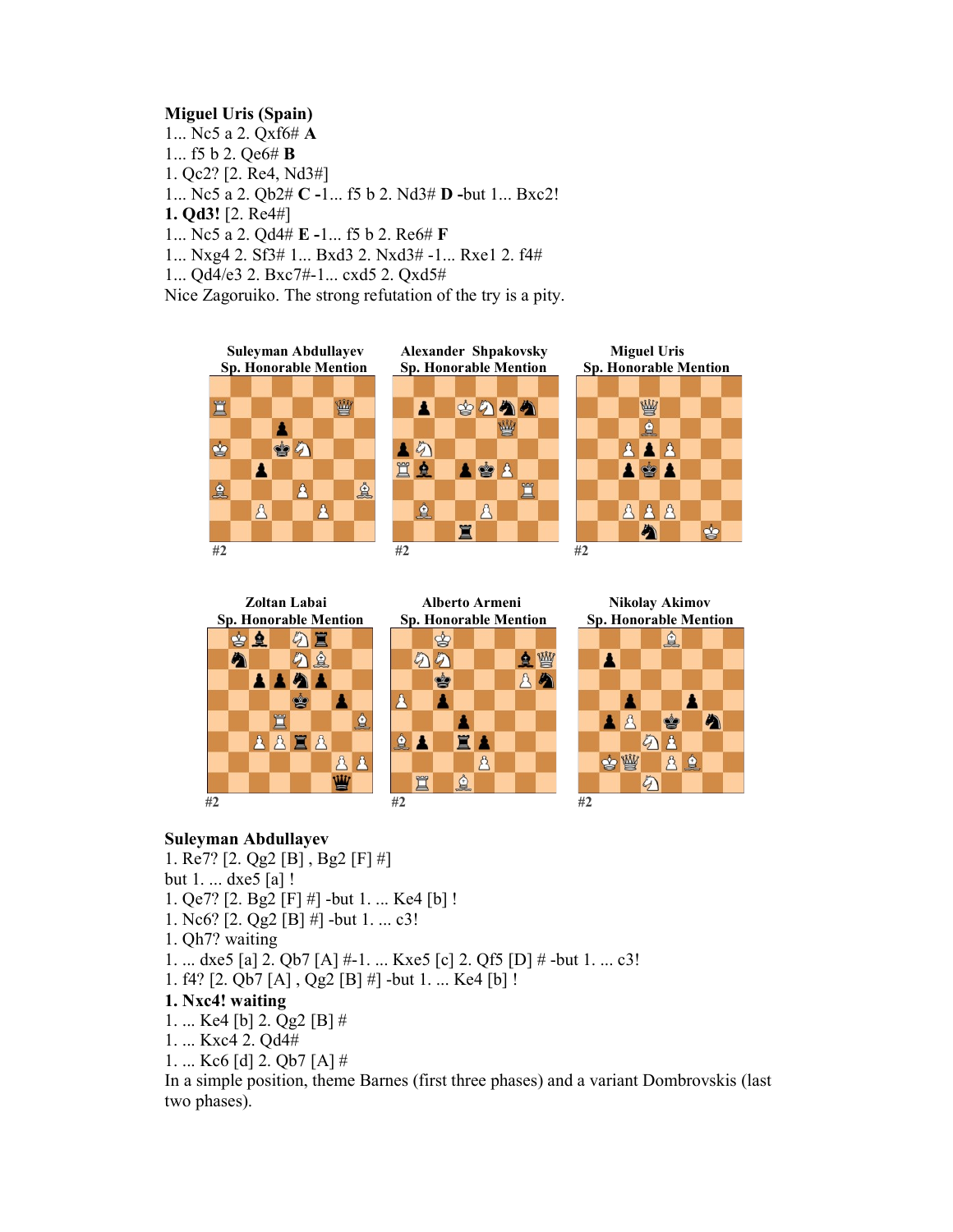**Miguel Uris (Spain)**
1... Nc5 a 2. Qxf6# **A**
1... f5 b 2. Qe6# **B**
1. Qc2? [2. Re4, Nd3#]
1... Nc5 a 2. Qb2# **C** -1... f5 b 2. Nd3# **D** -but 1... Bxc2!
**1. Qd3!** [2. Re4#]
1... Nc5 a 2. Qd4# **E** -1... f5 b 2. Re6# **F**
1... Nxg4 2. Sf3# 1... Bxd3 2. Nxd3# -1... Rxe1 2. f4#
1... Qd4/e3 2. Bxc7#-1... cxd5 2. Qxd5#
Nice Zagoruiko. The strong refutation of the try is a pity.

**Suleyman Abdullayev**
**Sp. Honorable Mention**
#2

**Alexander Shpakovsky**
**Sp. Honorable Mention**
#2

**Miguel Uris**
**Sp. Honorable Mention**
#2

**Zoltan Labai**
**Sp. Honorable Mention**
#2

**Alberto Armeni**
**Sp. Honorable Mention**
#2

**Nikolay Akimov**
**Sp. Honorable Mention**
#2

**Suleyman Abdullayev**
1. Re7? [2. Qg2 [B] , Bg2 [F] #]
but 1. ... dxe5 [a] !
1. Qe7? [2. Bg2 [F] #] -but 1. ... Ke4 [b] !
1. Nc6? [2. Qg2 [B] #] -but 1. ... c3!
1. Qh7? waiting
1. ... dxe5 [a] 2. Qb7 [A] #-1. ... Kxe5 [c] 2. Qf5 [D] # -but 1. ... c3!
1. f4? [2. Qb7 [A] , Qg2 [B] #] -but 1. ... Ke4 [b] !
**1. Nxc4! waiting**
1. ... Ke4 [b] 2. Qg2 [B] #
1. ... Kxc4 2. Qd4#
1. ... Kc6 [d] 2. Qb7 [A] #
In a simple position, theme Barnes (first three phases) and a variant Dombrovskis (last two phases).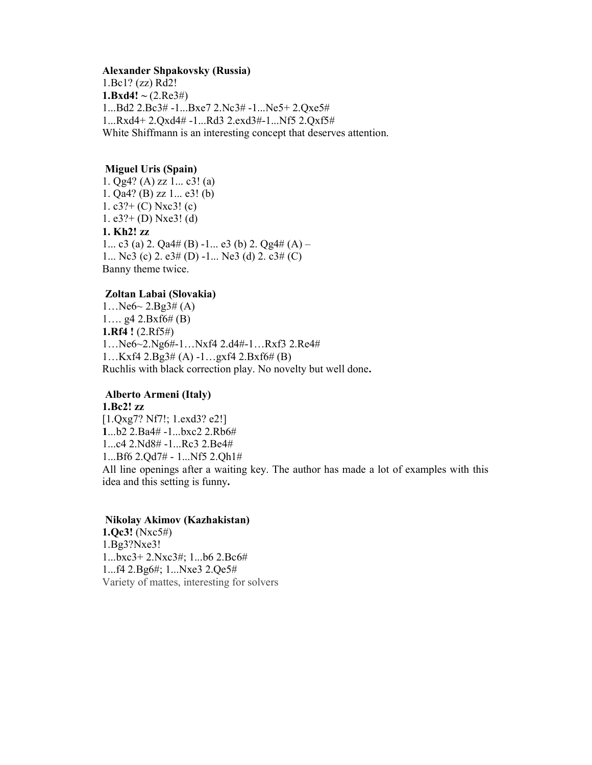**Alexander Shpakovsky (Russia)**
1.Bc1? (zz) Rd2!
**1.Bxd4! ~** (2.Re3#)
1...Bd2 2.Bc3# -1...Bxe7 2.Nc3# -1...Ne5+ 2.Qxe5#
1...Rxd4+ 2.Qxd4# -1...Rd3 2.exd3#-1...Nf5 2.Qxf5#
White Shiffmann is an interesting concept that deserves attention.

**Miguel Uris (Spain)**
1. Qg4? (A) zz 1... c3! (a)
1. Qa4? (B) zz 1... e3! (b)
1. c3?+ (C) Nxc3! (c)
1. e3?+ (D) Nxe3! (d)
**1. Kh2! zz**
1... c3 (a) 2. Qa4# (B) -1... e3 (b) 2. Qg4# (A) –
1... Nc3 (c) 2. e3# (D) -1... Ne3 (d) 2. c3# (C)
Banny theme twice.

**Zoltan Labai (Slovakia)**
1…Ne6~ 2.Bg3# (A)
1…. g4 2.Bxf6# (B)
**1.Rf4 !** (2.Rf5#)
1…Ne6~2.Ng6#-1…Nxf4 2.d4#-1…Rxf3 2.Re4#
1…Kxf4 2.Bg3# (A) -1…gxf4 2.Bxf6# (B)
Ruchlis with black correction play. No novelty but well done**.**

**Alberto Armeni (Italy)**
**1.Bc2! zz**
[1.Qxg7? Nf7!; 1.exd3? e2!]
**1**...b2 2.Ba4# -1...bxc2 2.Rb6#
1...c4 2.Nd8# -1...Rc3 2.Be4#
1...Bf6 2.Qd7# - 1...Nf5 2.Qh1#
All line openings after a waiting key. The author has made a lot of examples with this idea and this setting is funny**.**

**Nikolay Akimov (Kazhakistan)**
**1.Qc3!** (Nxc5#)
1.Bg3?Nxe3!
1...bxc3+ 2.Nxc3#; 1...b6 2.Bc6#
1...f4 2.Bg6#; 1...Nxe3 2.Qe5#
Variety of mattes, interesting for solvers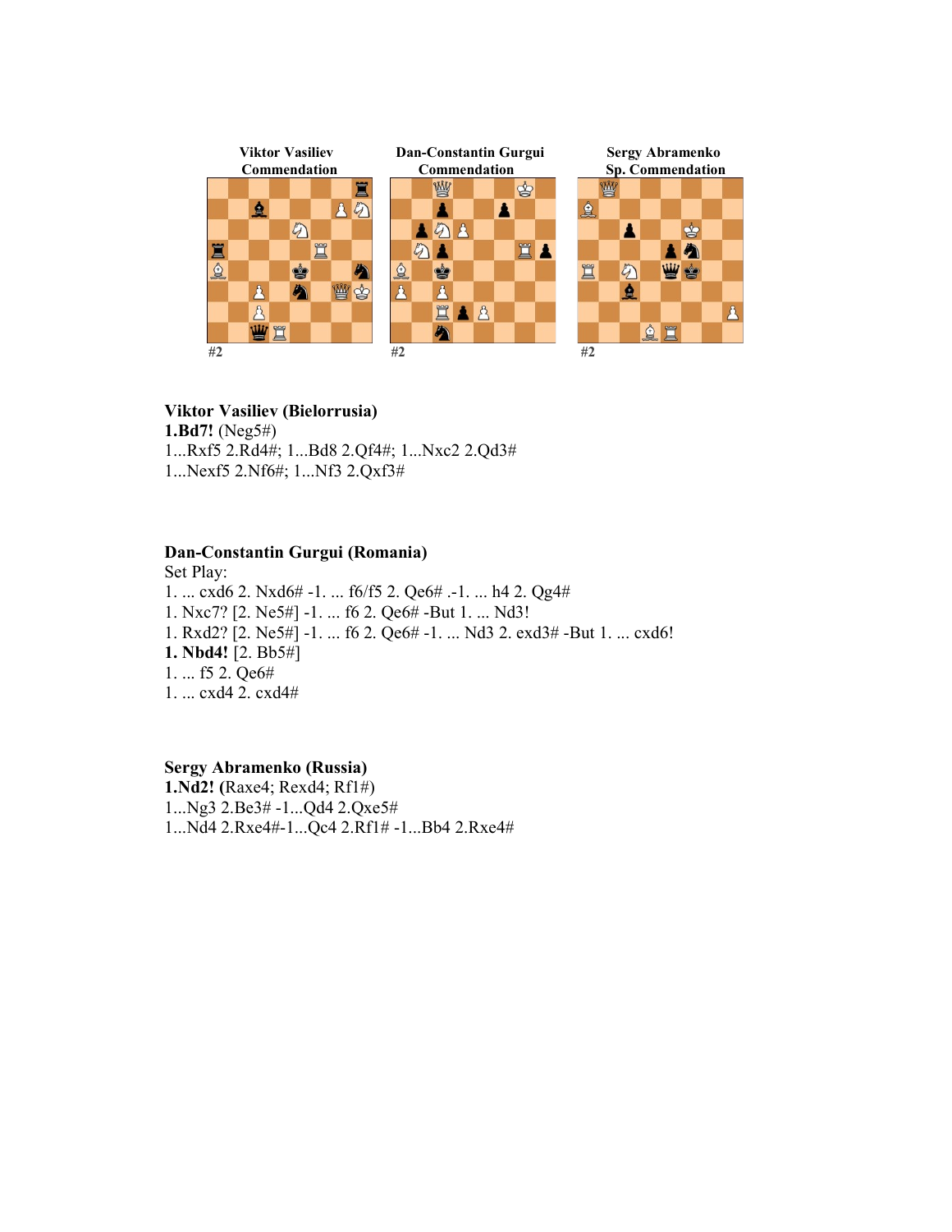Viktor Vasiliev
Commendation

#2

Dan-Constantin Gurgui
Commendation

#2

Sergy Abramenko
Sp. Commendation

#2

**Viktor Vasiliev (Bielorrusia)**
**1.Bd7!** (Neg5#)
1...Rxf5 2.Rd4#; 1...Bd8 2.Qf4#; 1...Nxc2 2.Qd3#
1...Nexf5 2.Nf6#; 1...Nf3 2.Qxf3#

**Dan-Constantin Gurgui (Romania)**
Set Play:
1. ... cxd6 2. Nxd6# -1. ... f6/f5 2. Qe6# .-1. ... h4 2. Qg4#
1. Nxc7? [2. Ne5#] -1. ... f6 2. Qe6# -But 1. ... Nd3!
1. Rxd2? [2. Ne5#] -1. ... f6 2. Qe6# -1. ... Nd3 2. exd3# -But 1. ... cxd6!
**1. Nbd4!** [2. Bb5#]
1. ... f5 2. Qe6#
1. ... cxd4 2. cxd4#

**Sergy Abramenko (Russia)**
**1.Nd2! (**Raxe4; Rexd4; Rf1#)
1...Ng3 2.Be3# -1...Qd4 2.Qxe5#
1...Nd4 2.Rxe4#-1...Qc4 2.Rf1# -1...Bb4 2.Rxe4#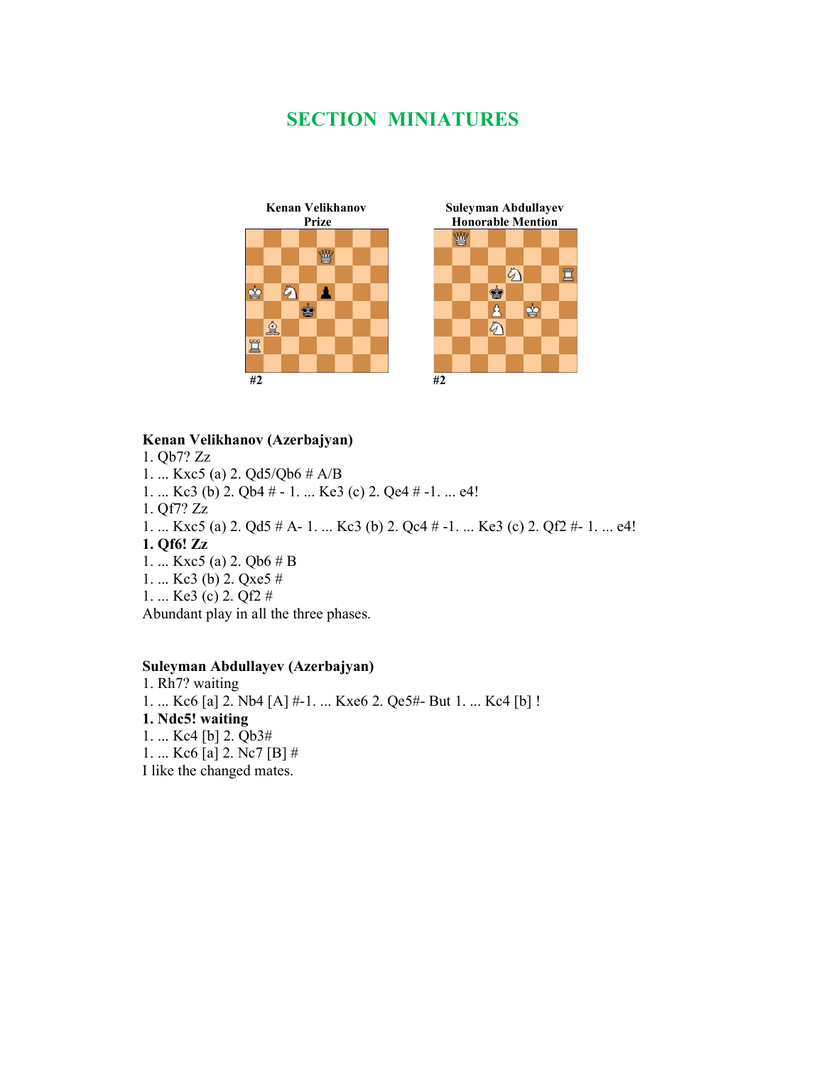## SECTION MINIATURES

**Kenan Velikhanov**
**Prize**

#2

**Suleyman Abdullayev**
**Honorable Mention**

#2

**Kenan Velikhanov (Azerbajyan)**

1. Qb7? Zz
1. ... Kxc5 (a) 2. Qd5/Qb6 # A/B
1. ... Kc3 (b) 2. Qb4 # - 1. ... Ke3 (c) 2. Qe4 # -1. ... e4!
1. Qf7? Zz
1. ... Kxc5 (a) 2. Qd5 # A- 1. ... Kc3 (b) 2. Qc4 # -1. ... Ke3 (c) 2. Qf2 #- 1. ... e4!

**1. Qf6! Zz**

1. ... Kxc5 (a) 2. Qb6 # B
1. ... Kc3 (b) 2. Qxe5 #
1. ... Ke3 (c) 2. Qf2 #

Abundant play in all the three phases.

**Suleyman Abdullayev (Azerbajyan)**

1. Rh7? waiting
1. ... Kc6 [a] 2. Nb4 [A] #-1. ... Kxe6 2. Qe5#- But 1. ... Kc4 [b] !

**1. Ndc5! waiting**

1. ... Kc4 [b] 2. Qb3#
1. ... Kc6 [a] 2. Nc7 [B] #

I like the changed mates.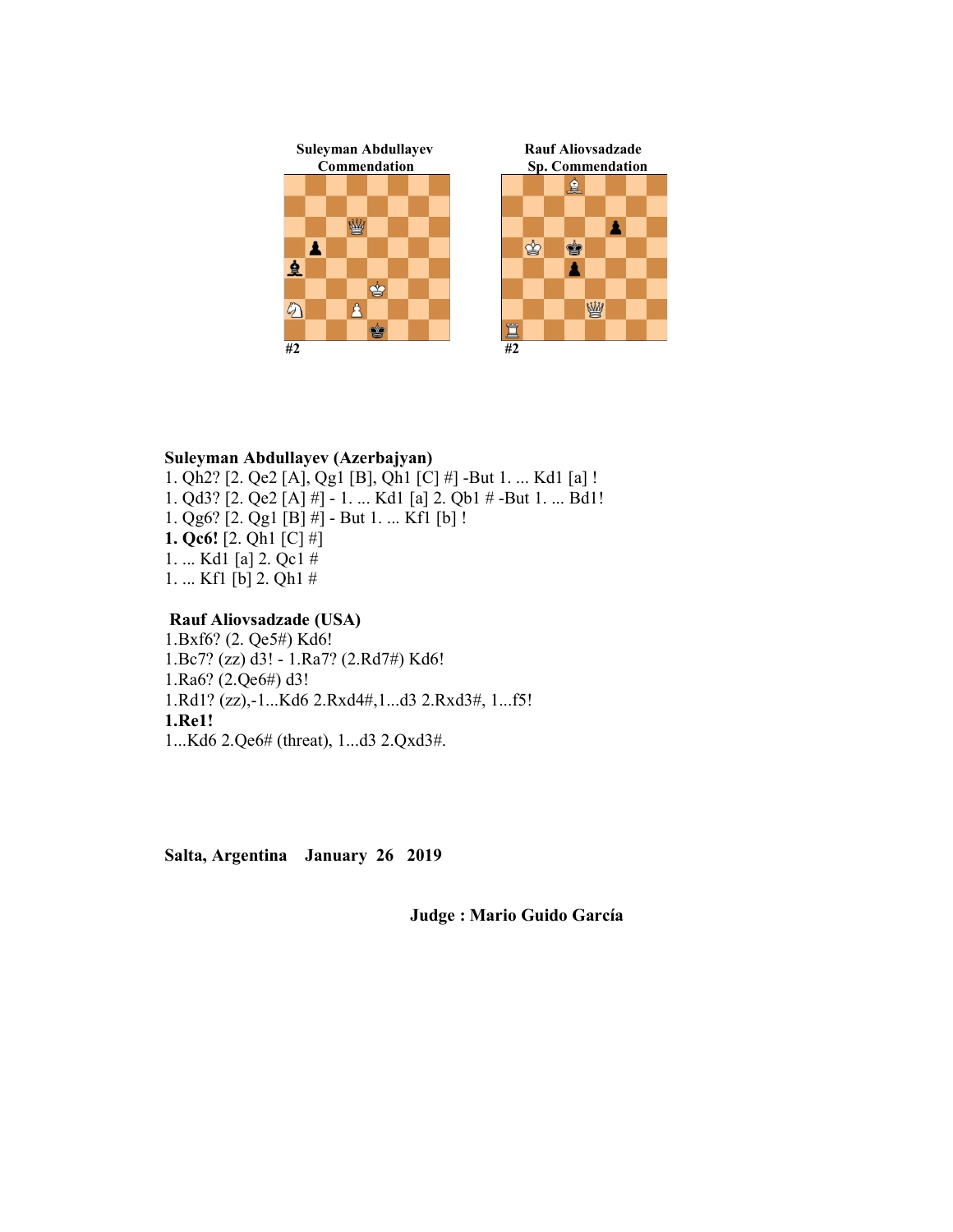**Suleyman Abdullayev**
**Commendation**

#2

**Rauf Aliovsadzade**
**Sp. Commendation**

#2

**Suleyman Abdullayev (Azerbajyan)**

1. Qh2? [2. Qe2 [A], Qg1 [B], Qh1 [C] #] -But 1. ... Kd1 [a] !
1. Qd3? [2. Qe2 [A] #] - 1. ... Kd1 [a] 2. Qb1 # -But 1. ... Bd1!
1. Qg6? [2. Qg1 [B] #] - But 1. ... Kf1 [b] !
**1. Qc6!** [2. Qh1 [C] #]
1. ... Kd1 [a] 2. Qc1 #
1. ... Kf1 [b] 2. Qh1 #

**Rauf Aliovsadzade (USA)**

1.Bxf6? (2. Qe5#) Kd6!
1.Bc7? (zz) d3! - 1.Ra7? (2.Rd7#) Kd6!
1.Ra6? (2.Qe6#) d3!
1.Rd1? (zz),-1...Kd6 2.Rxd4#,1...d3 2.Rxd3#, 1...f5!
**1.Re1!**
1...Kd6 2.Qe6# (threat), 1...d3 2.Qxd3#.

**Salta, Argentina January 26 2019**

**Judge : Mario Guido García**